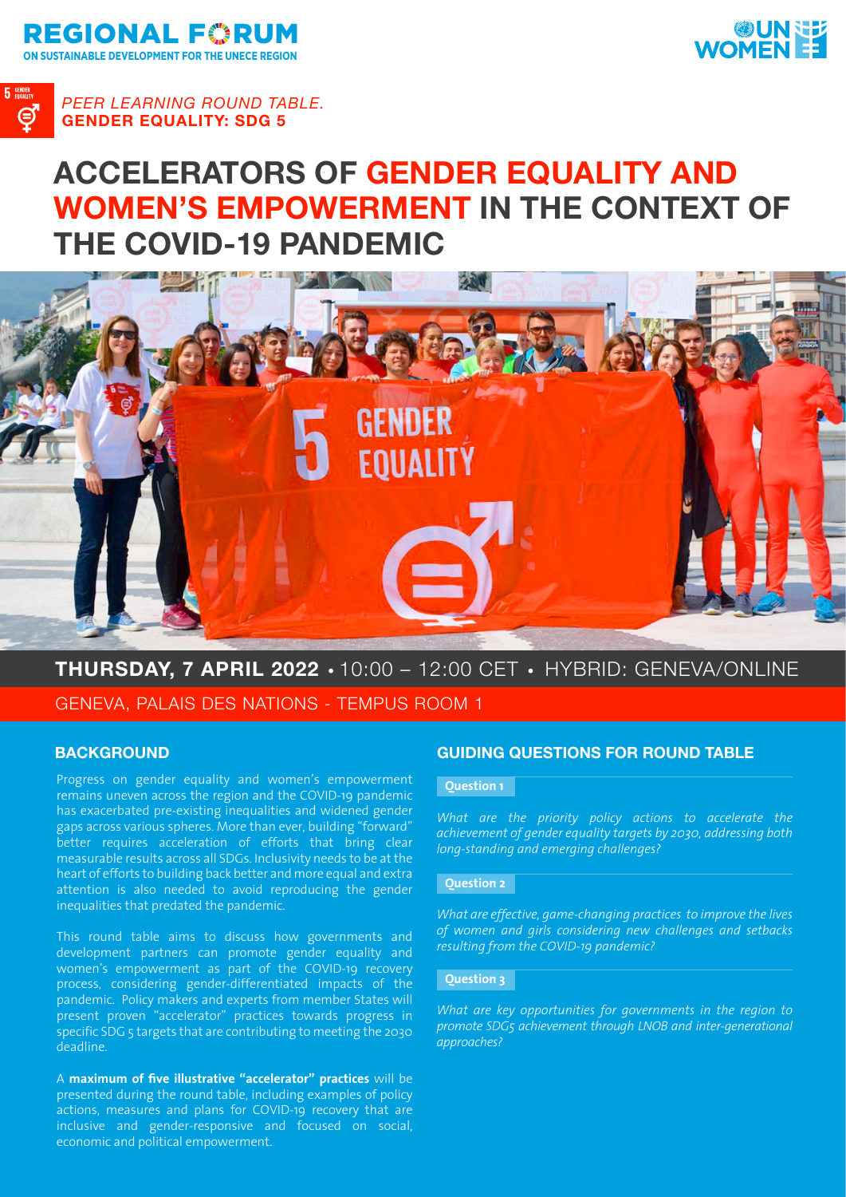REGIONAL FORUM

ON SUSTAINABLE DEVELOPMENT FOR THE UNECE REGION

UN WOMEN

*PEER LEARNING ROUND TABLE.*

**GENDER EQUALITY: SDG 5**

# ACCELERATORS OF GENDER EQUALITY AND WOMEN'S EMPOWERMENT IN THE CONTEXT OF THE COVID-19 PANDEMIC

**THURSDAY, 7 APRIL 2022** • 10:00 – 12:00 CET • HYBRID: GENEVA/ONLINE

GENEVA, PALAIS DES NATIONS - TEMPUS ROOM 1

## BACKGROUND

Progress on gender equality and women's empowerment remains uneven across the region and the COVID-19 pandemic has exacerbated pre-existing inequalities and widened gender gaps across various spheres. More than ever, building "forward" better requires acceleration of efforts that bring clear measurable results across all SDGs. Inclusivity needs to be at the heart of efforts to building back better and more equal and extra attention is also needed to avoid reproducing the gender inequalities that predated the pandemic.

This round table aims to discuss how governments and development partners can promote gender equality and women's empowerment as part of the COVID-19 recovery process, considering gender-differentiated impacts of the pandemic. Policy makers and experts from member States will present proven "accelerator" practices towards progress in specific SDG 5 targets that are contributing to meeting the 2030 deadline.

A **maximum of five illustrative "accelerator" practices** will be presented during the round table, including examples of policy actions, measures and plans for COVID-19 recovery that are inclusive and gender-responsive and focused on social, economic and political empowerment.

## GUIDING QUESTIONS FOR ROUND TABLE

**Question 1**

*What are the priority policy actions to accelerate the achievement of gender equality targets by 2030, addressing both long-standing and emerging challenges?*

**Question 2**

*What are effective, game-changing practices to improve the lives of women and girls considering new challenges and setbacks resulting from the COVID-19 pandemic?*

**Question 3**

*What are key opportunities for governments in the region to promote SDG5 achievement through LNOB and inter-generational approaches?*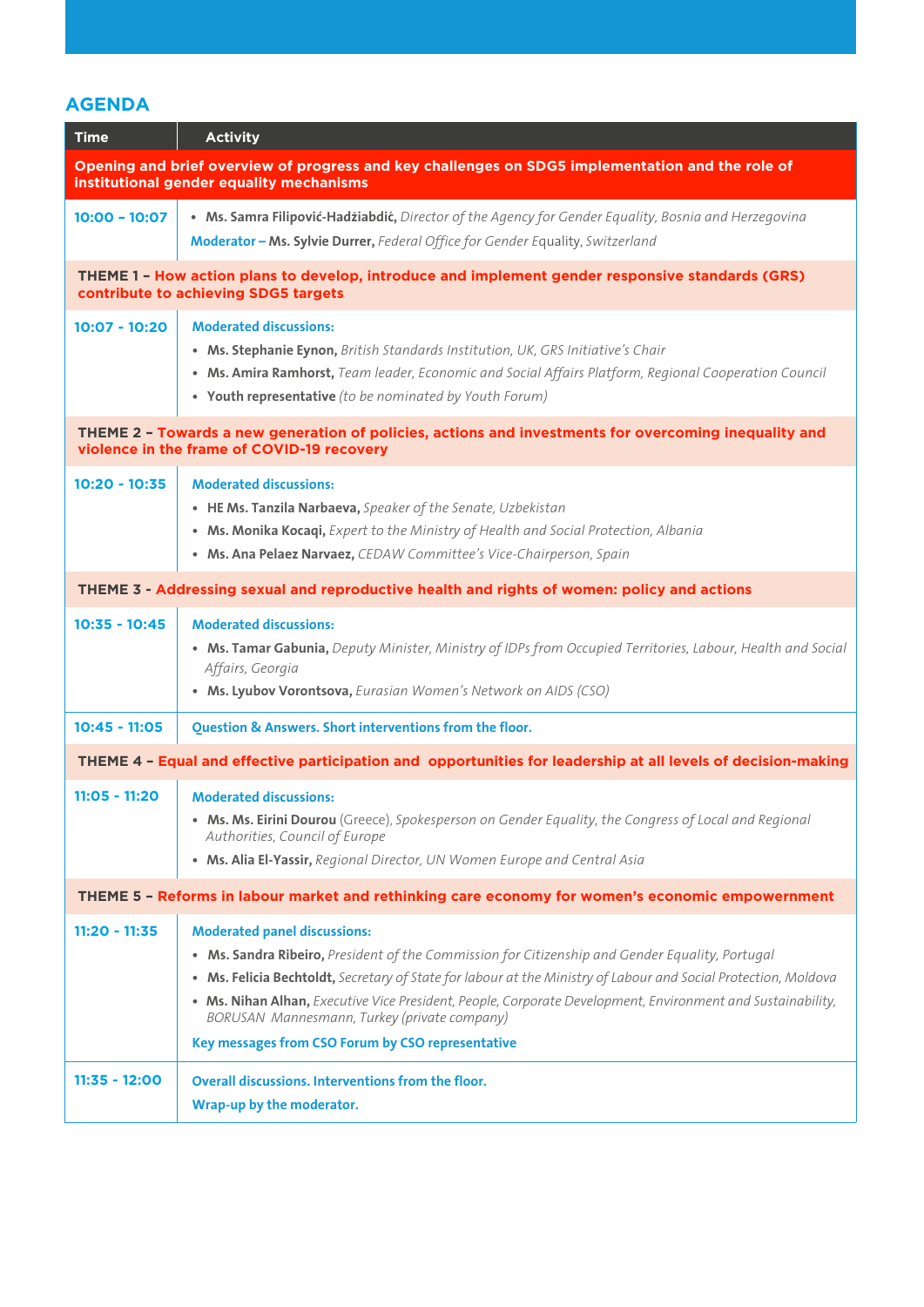## AGENDA

| Time | Activity |
| --- | --- |
| **Opening and brief overview of progress and key challenges on SDG5 implementation and the role of institutional gender equality mechanisms** | |
| **10:00 - 10:07** | • **Ms. Samra Filipović-Hadžiabdić,** *Director of the Agency for Gender Equality, Bosnia and Herzegovina*<br>**Moderator – Ms. Sylvie Durrer,** *Federal Office for Gender Equality, Switzerland* |
| **THEME 1 – How action plans to develop, introduce and implement gender responsive standards (GRS) contribute to achieving SDG5 targets** | |
| **10:07 - 10:20** | **Moderated discussions:**<br>• **Ms. Stephanie Eynon,** *British Standards Institution, UK, GRS Initiative's Chair*<br>• **Ms. Amira Ramhorst,** *Team leader, Economic and Social Affairs Platform, Regional Cooperation Council*<br>• **Youth representative** *(to be nominated by Youth Forum)* |
| **THEME 2 – Towards a new generation of policies, actions and investments for overcoming inequality and violence in the frame of COVID-19 recovery** | |
| **10:20 - 10:35** | **Moderated discussions:**<br>• **HE Ms. Tanzila Narbaeva,** *Speaker of the Senate, Uzbekistan*<br>• **Ms. Monika Kocaqi,** *Expert to the Ministry of Health and Social Protection, Albania*<br>• **Ms. Ana Pelaez Narvaez,** *CEDAW Committee's Vice-Chairperson, Spain* |
| **THEME 3 - Addressing sexual and reproductive health and rights of women: policy and actions** | |
| **10:35 - 10:45** | **Moderated discussions:**<br>• **Ms. Tamar Gabunia,** *Deputy Minister, Ministry of IDPs from Occupied Territories, Labour, Health and Social Affairs, Georgia*<br>• **Ms. Lyubov Vorontsova,** *Eurasian Women's Network on AIDS (CSO)* |
| **10:45 - 11:05** | **Question & Answers. Short interventions from the floor.** |
| **THEME 4 – Equal and effective participation and opportunities for leadership at all levels of decision-making** | |
| **11:05 - 11:20** | **Moderated discussions:**<br>• **Ms. Ms. Eirini Dourou** (Greece), *Spokesperson on Gender Equality, the Congress of Local and Regional Authorities, Council of Europe*<br>• **Ms. Alia El-Yassir,** *Regional Director, UN Women Europe and Central Asia* |
| **THEME 5 – Reforms in labour market and rethinking care economy for women's economic empowernment** | |
| **11:20 - 11:35** | **Moderated panel discussions:**<br>• **Ms. Sandra Ribeiro,** *President of the Commission for Citizenship and Gender Equality, Portugal*<br>• **Ms. Felicia Bechtoldt,** *Secretary of State for labour at the Ministry of Labour and Social Protection, Moldova*<br>• **Ms. Nihan Alhan,** *Executive Vice President, People, Corporate Development, Environment and Sustainability, BORUSAN Mannesmann, Turkey (private company)*<br>**Key messages from CSO Forum by CSO representative** |
| **11:35 - 12:00** | **Overall discussions. Interventions from the floor.**<br>**Wrap-up by the moderator.** |